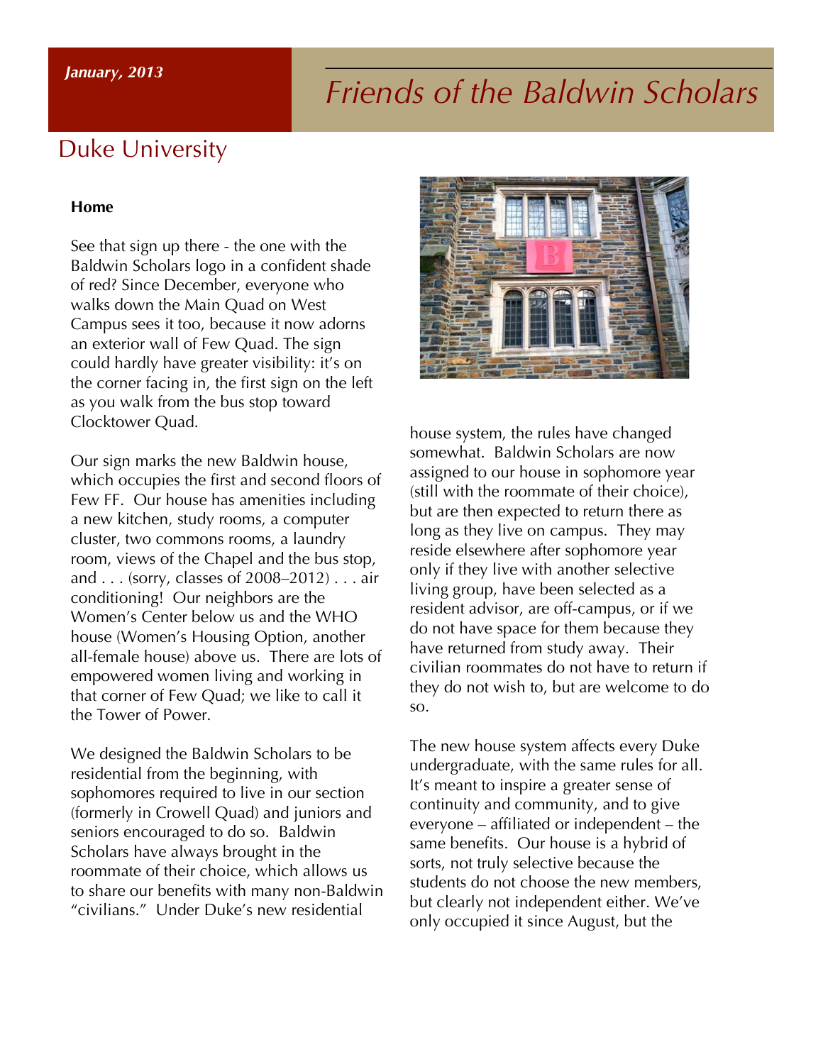*January, 2013*

# Friends of the Baldwin Scholars

## Duke University

### Home

See that sign up there - the one with the Baldwin Scholars logo in a confident shade of red? Since December, everyone who walks down the Main Quad on West Campus sees it too, because it now adorns an exterior wall of Few Quad. The sign could hardly have greater visibility: it's on the corner facing in, the first sign on the left as you walk from the bus stop toward Clocktower Quad.

Our sign marks the new Baldwin house, which occupies the first and second floors of Few FF. Our house has amenities including a new kitchen, study rooms, a computer cluster, two commons rooms, a laundry room, views of the Chapel and the bus stop, and . . . (sorry, classes of 2008–2012) . . . air conditioning! Our neighbors are the Women's Center below us and the WHO house (Women's Housing Option, another all-female house) above us. There are lots of empowered women living and working in that corner of Few Quad; we like to call it the Tower of Power.

We designed the Baldwin Scholars to be residential from the beginning, with sophomores required to live in our section (formerly in Crowell Quad) and juniors and seniors encouraged to do so. Baldwin Scholars have always brought in the roommate of their choice, which allows us to share our benefits with many non-Baldwin "civilians." Under Duke's new residential house system, the rules have changed somewhat. Baldwin Scholars are now assigned to our house in sophomore year (still with the roommate of their choice), but are then expected to return there as long as they live on campus. They may reside elsewhere after sophomore year only if they live with another selective living group, have been selected as a resident advisor, are off-campus, or if we do not have space for them because they have returned from study away. Their civilian roommates do not have to return if they do not wish to, but are welcome to do so.

The new house system affects every Duke undergraduate, with the same rules for all. It's meant to inspire a greater sense of continuity and community, and to give everyone – affiliated or independent – the same benefits. Our house is a hybrid of sorts, not truly selective because the students do not choose the new members, but clearly not independent either. We've only occupied it since August, but the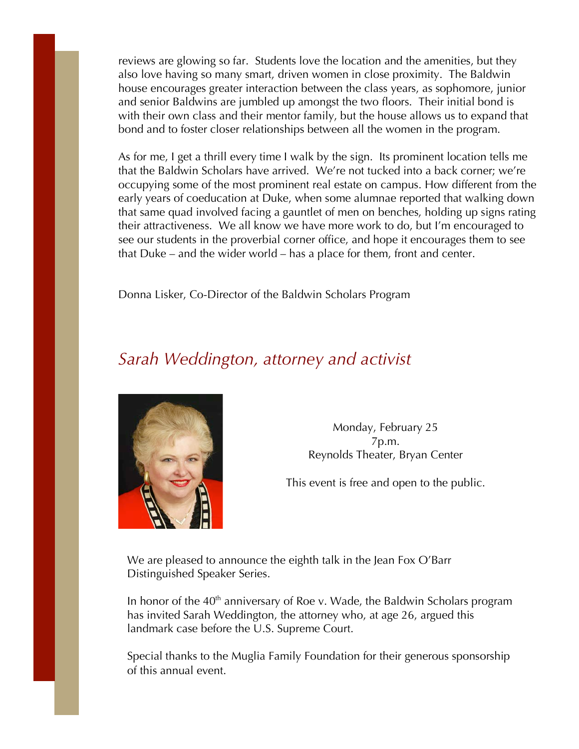reviews are glowing so far. Students love the location and the amenities, but they also love having so many smart, driven women in close proximity. The Baldwin house encourages greater interaction between the class years, as sophomore, junior and senior Baldwins are jumbled up amongst the two floors. Their initial bond is with their own class and their mentor family, but the house allows us to expand that bond and to foster closer relationships between all the women in the program.

As for me, I get a thrill every time I walk by the sign. Its prominent location tells me that the Baldwin Scholars have arrived. We're not tucked into a back corner; we're occupying some of the most prominent real estate on campus. How different from the early years of coeducation at Duke, when some alumnae reported that walking down that same quad involved facing a gauntlet of men on benches, holding up signs rating their attractiveness. We all know we have more work to do, but I'm encouraged to see our students in the proverbial corner office, and hope it encourages them to see that Duke – and the wider world – has a place for them, front and center.

Donna Lisker, Co-Director of the Baldwin Scholars Program

## *Sarah Weddington, attorney and activist*

Monday, February 25
7p.m.
Reynolds Theater, Bryan Center

This event is free and open to the public.

We are pleased to announce the eighth talk in the Jean Fox O'Barr Distinguished Speaker Series.

In honor of the 40th anniversary of Roe v. Wade, the Baldwin Scholars program has invited Sarah Weddington, the attorney who, at age 26, argued this landmark case before the U.S. Supreme Court.

Special thanks to the Muglia Family Foundation for their generous sponsorship of this annual event.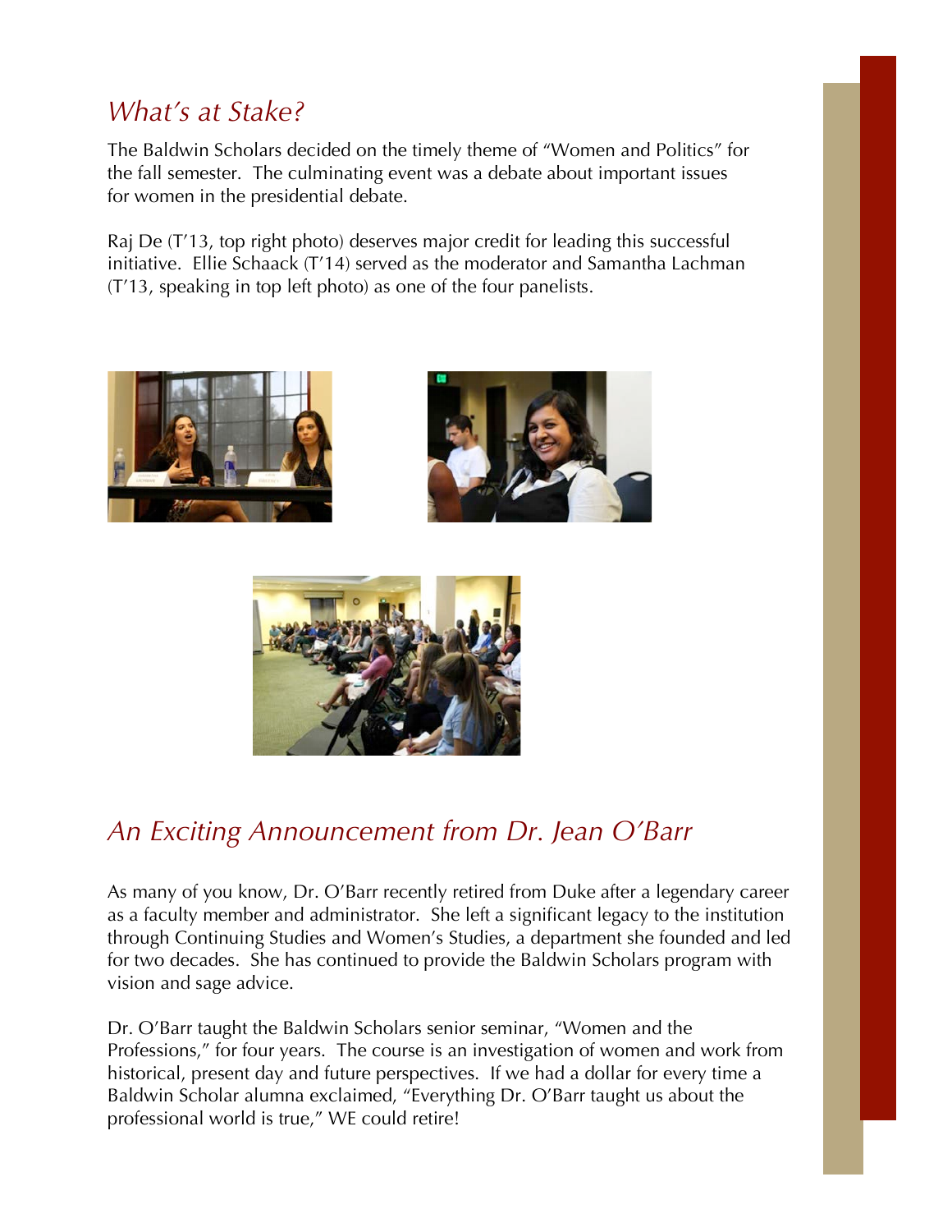## *What's at Stake?*

The Baldwin Scholars decided on the timely theme of "Women and Politics" for the fall semester. The culminating event was a debate about important issues for women in the presidential debate.

Raj De (T'13, top right photo) deserves major credit for leading this successful initiative. Ellie Schaack (T'14) served as the moderator and Samantha Lachman (T'13, speaking in top left photo) as one of the four panelists.

## *An Exciting Announcement from Dr. Jean O'Barr*

As many of you know, Dr. O'Barr recently retired from Duke after a legendary career as a faculty member and administrator. She left a significant legacy to the institution through Continuing Studies and Women's Studies, a department she founded and led for two decades. She has continued to provide the Baldwin Scholars program with vision and sage advice.

Dr. O'Barr taught the Baldwin Scholars senior seminar, "Women and the Professions," for four years. The course is an investigation of women and work from historical, present day and future perspectives. If we had a dollar for every time a Baldwin Scholar alumna exclaimed, "Everything Dr. O'Barr taught us about the professional world is true," WE could retire!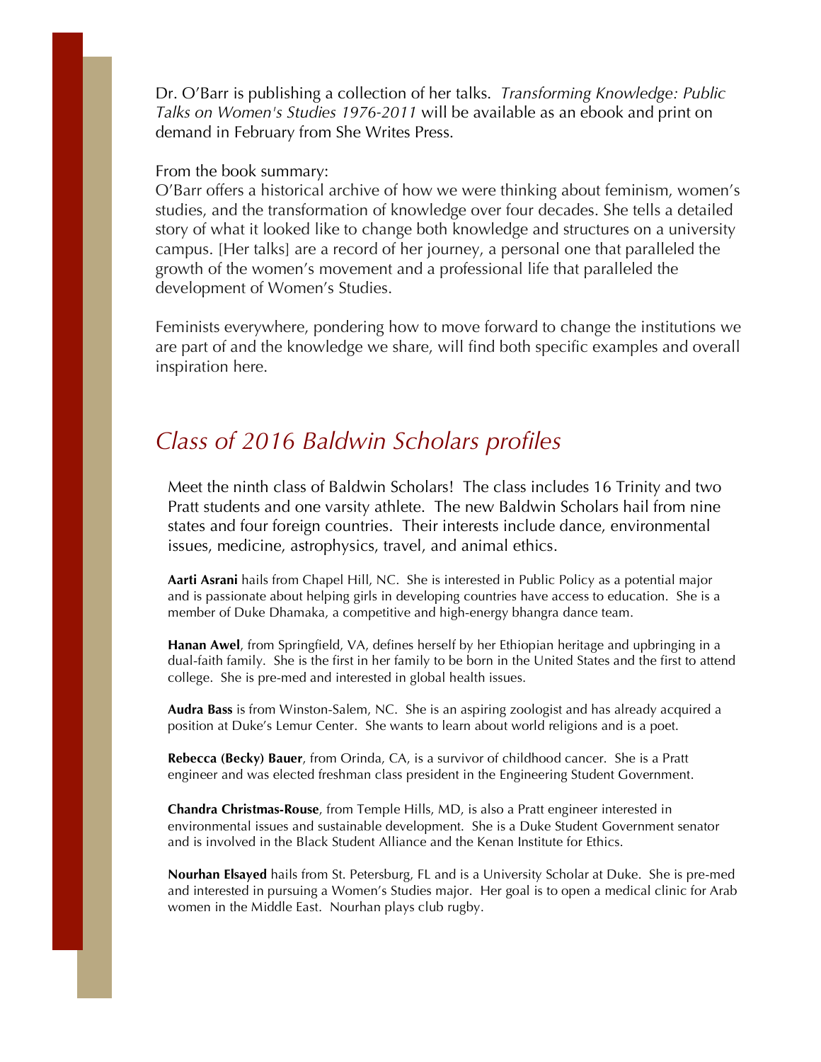Dr. O'Barr is publishing a collection of her talks. *Transforming Knowledge: Public Talks on Women's Studies 1976-2011* will be available as an ebook and print on demand in February from She Writes Press.

From the book summary:
O'Barr offers a historical archive of how we were thinking about feminism, women's studies, and the transformation of knowledge over four decades. She tells a detailed story of what it looked like to change both knowledge and structures on a university campus. [Her talks] are a record of her journey, a personal one that paralleled the growth of the women's movement and a professional life that paralleled the development of Women's Studies.

Feminists everywhere, pondering how to move forward to change the institutions we are part of and the knowledge we share, will find both specific examples and overall inspiration here.

## *Class of 2016 Baldwin Scholars profiles*

Meet the ninth class of Baldwin Scholars! The class includes 16 Trinity and two Pratt students and one varsity athlete. The new Baldwin Scholars hail from nine states and four foreign countries. Their interests include dance, environmental issues, medicine, astrophysics, travel, and animal ethics.

**Aarti Asrani** hails from Chapel Hill, NC. She is interested in Public Policy as a potential major and is passionate about helping girls in developing countries have access to education. She is a member of Duke Dhamaka, a competitive and high-energy bhangra dance team.

**Hanan Awel**, from Springfield, VA, defines herself by her Ethiopian heritage and upbringing in a dual-faith family. She is the first in her family to be born in the United States and the first to attend college. She is pre-med and interested in global health issues.

**Audra Bass** is from Winston-Salem, NC. She is an aspiring zoologist and has already acquired a position at Duke's Lemur Center. She wants to learn about world religions and is a poet.

**Rebecca (Becky) Bauer**, from Orinda, CA, is a survivor of childhood cancer. She is a Pratt engineer and was elected freshman class president in the Engineering Student Government.

**Chandra Christmas-Rouse**, from Temple Hills, MD, is also a Pratt engineer interested in environmental issues and sustainable development. She is a Duke Student Government senator and is involved in the Black Student Alliance and the Kenan Institute for Ethics.

**Nourhan Elsayed** hails from St. Petersburg, FL and is a University Scholar at Duke. She is pre-med and interested in pursuing a Women's Studies major. Her goal is to open a medical clinic for Arab women in the Middle East. Nourhan plays club rugby.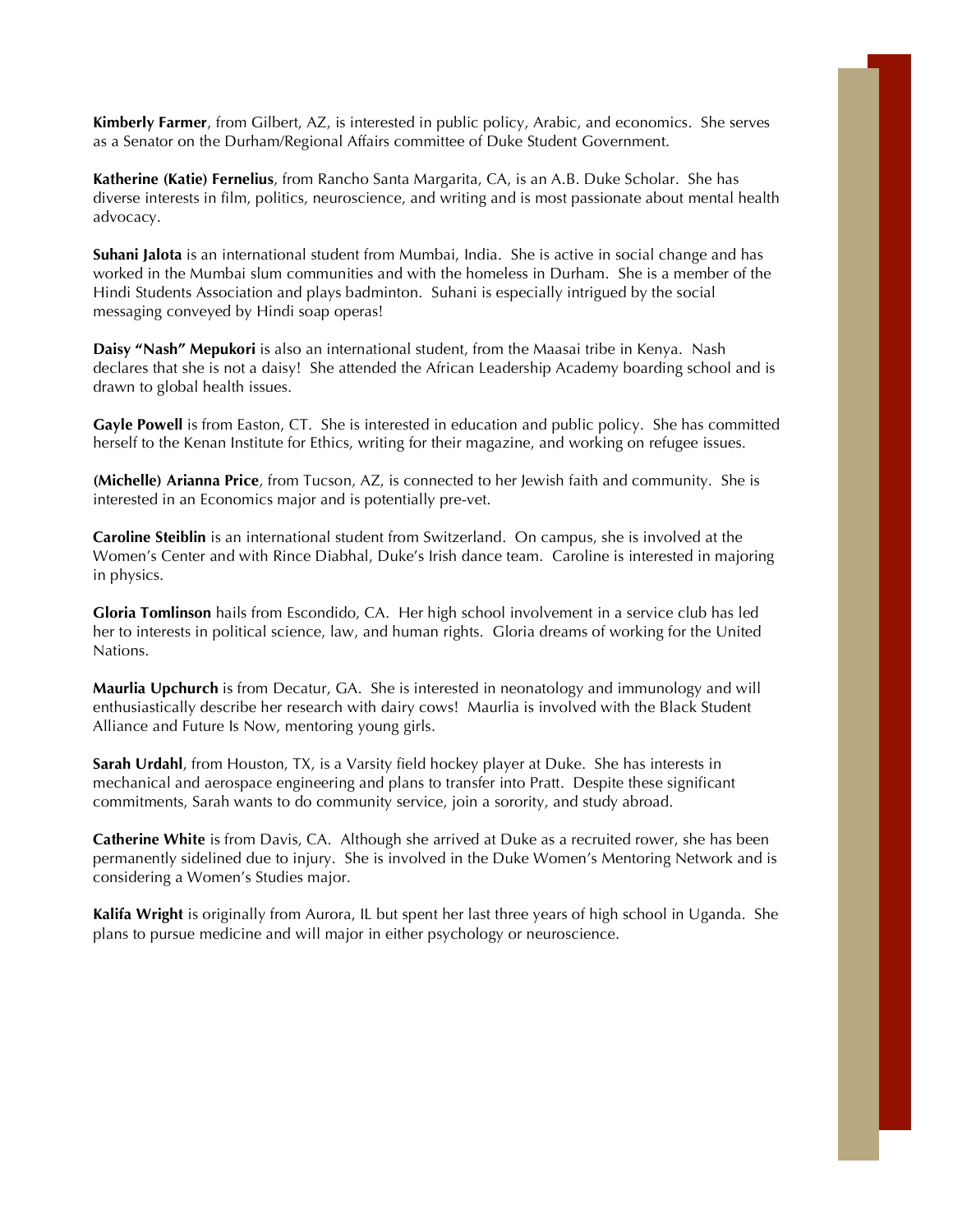**Kimberly Farmer**, from Gilbert, AZ, is interested in public policy, Arabic, and economics. She serves as a Senator on the Durham/Regional Affairs committee of Duke Student Government.

**Katherine (Katie) Fernelius**, from Rancho Santa Margarita, CA, is an A.B. Duke Scholar. She has diverse interests in film, politics, neuroscience, and writing and is most passionate about mental health advocacy.

**Suhani Jalota** is an international student from Mumbai, India. She is active in social change and has worked in the Mumbai slum communities and with the homeless in Durham. She is a member of the Hindi Students Association and plays badminton. Suhani is especially intrigued by the social messaging conveyed by Hindi soap operas!

**Daisy "Nash" Mepukori** is also an international student, from the Maasai tribe in Kenya. Nash declares that she is not a daisy! She attended the African Leadership Academy boarding school and is drawn to global health issues.

**Gayle Powell** is from Easton, CT. She is interested in education and public policy. She has committed herself to the Kenan Institute for Ethics, writing for their magazine, and working on refugee issues.

**(Michelle) Arianna Price**, from Tucson, AZ, is connected to her Jewish faith and community. She is interested in an Economics major and is potentially pre-vet.

**Caroline Steiblin** is an international student from Switzerland. On campus, she is involved at the Women's Center and with Rince Diabhal, Duke's Irish dance team. Caroline is interested in majoring in physics.

**Gloria Tomlinson** hails from Escondido, CA. Her high school involvement in a service club has led her to interests in political science, law, and human rights. Gloria dreams of working for the United Nations.

**Maurlia Upchurch** is from Decatur, GA. She is interested in neonatology and immunology and will enthusiastically describe her research with dairy cows! Maurlia is involved with the Black Student Alliance and Future Is Now, mentoring young girls.

**Sarah Urdahl**, from Houston, TX, is a Varsity field hockey player at Duke. She has interests in mechanical and aerospace engineering and plans to transfer into Pratt. Despite these significant commitments, Sarah wants to do community service, join a sorority, and study abroad.

**Catherine White** is from Davis, CA. Although she arrived at Duke as a recruited rower, she has been permanently sidelined due to injury. She is involved in the Duke Women's Mentoring Network and is considering a Women's Studies major.

**Kalifa Wright** is originally from Aurora, IL but spent her last three years of high school in Uganda. She plans to pursue medicine and will major in either psychology or neuroscience.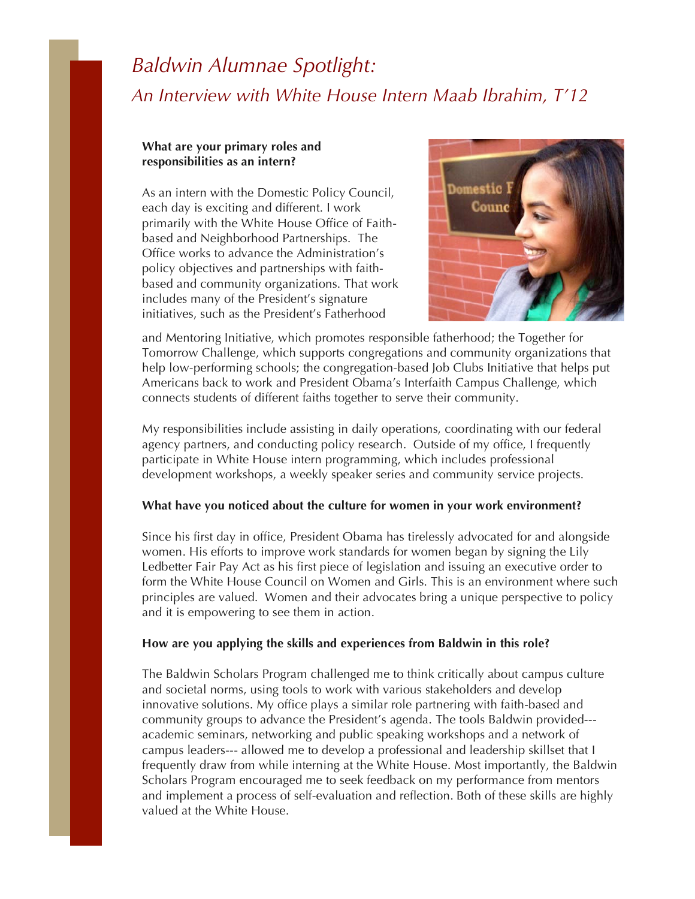# *Baldwin Alumnae Spotlight:*

## *An Interview with White House Intern Maab Ibrahim, T'12*

**What are your primary roles and responsibilities as an intern?**

As an intern with the Domestic Policy Council, each day is exciting and different. I work primarily with the White House Office of Faith-based and Neighborhood Partnerships. The Office works to advance the Administration's policy objectives and partnerships with faith-based and community organizations. That work includes many of the President's signature initiatives, such as the President's Fatherhood and Mentoring Initiative, which promotes responsible fatherhood; the Together for Tomorrow Challenge, which supports congregations and community organizations that help low-performing schools; the congregation-based Job Clubs Initiative that helps put Americans back to work and President Obama's Interfaith Campus Challenge, which connects students of different faiths together to serve their community.

My responsibilities include assisting in daily operations, coordinating with our federal agency partners, and conducting policy research. Outside of my office, I frequently participate in White House intern programming, which includes professional development workshops, a weekly speaker series and community service projects.

**What have you noticed about the culture for women in your work environment?**

Since his first day in office, President Obama has tirelessly advocated for and alongside women. His efforts to improve work standards for women began by signing the Lily Ledbetter Fair Pay Act as his first piece of legislation and issuing an executive order to form the White House Council on Women and Girls. This is an environment where such principles are valued. Women and their advocates bring a unique perspective to policy and it is empowering to see them in action.

**How are you applying the skills and experiences from Baldwin in this role?**

The Baldwin Scholars Program challenged me to think critically about campus culture and societal norms, using tools to work with various stakeholders and develop innovative solutions. My office plays a similar role partnering with faith-based and community groups to advance the President's agenda. The tools Baldwin provided--- academic seminars, networking and public speaking workshops and a network of campus leaders--- allowed me to develop a professional and leadership skillset that I frequently draw from while interning at the White House. Most importantly, the Baldwin Scholars Program encouraged me to seek feedback on my performance from mentors and implement a process of self-evaluation and reflection. Both of these skills are highly valued at the White House.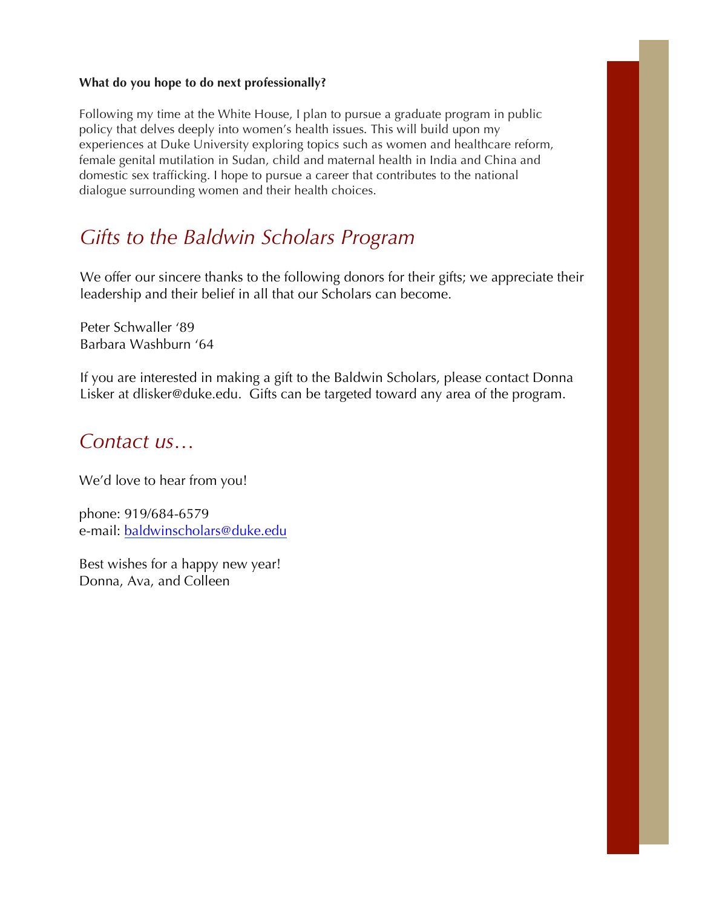**What do you hope to do next professionally?**

Following my time at the White House, I plan to pursue a graduate program in public policy that delves deeply into women's health issues. This will build upon my experiences at Duke University exploring topics such as women and healthcare reform, female genital mutilation in Sudan, child and maternal health in India and China and domestic sex trafficking. I hope to pursue a career that contributes to the national dialogue surrounding women and their health choices.

## *Gifts to the Baldwin Scholars Program*

We offer our sincere thanks to the following donors for their gifts; we appreciate their leadership and their belief in all that our Scholars can become.

Peter Schwaller '89
Barbara Washburn '64

If you are interested in making a gift to the Baldwin Scholars, please contact Donna Lisker at dlisker@duke.edu. Gifts can be targeted toward any area of the program.

## *Contact us…*

We'd love to hear from you!

phone: 919/684-6579
e-mail: baldwinscholars@duke.edu

Best wishes for a happy new year!
Donna, Ava, and Colleen